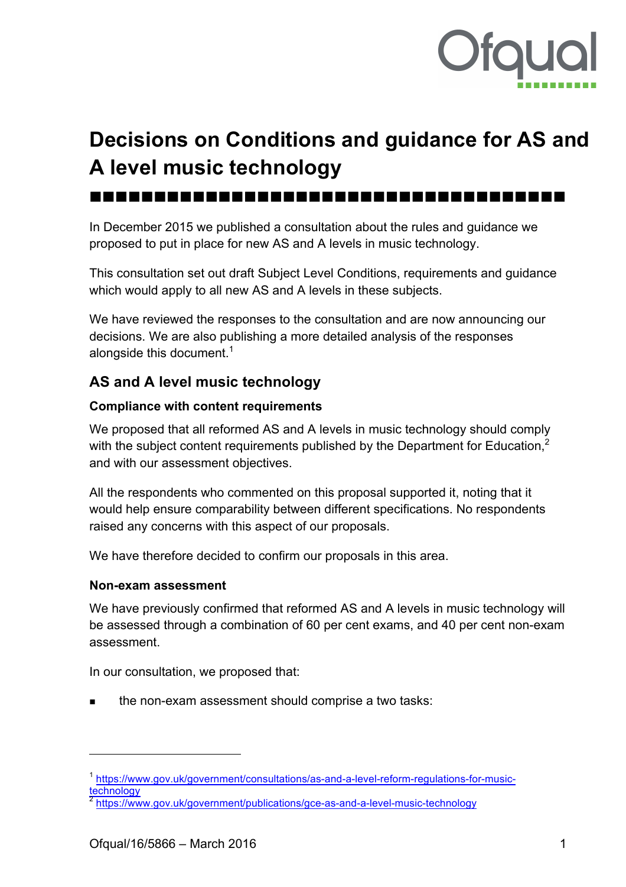# Decisions on Conditions and guidance for AS and A level music technology

In December 2015 we published a consultation about the rules and guidance we proposed to put in place for new AS and A levels in music technology.

This consultation set out draft Subject Level Conditions, requirements and guidance which would apply to all new AS and A levels in these subjects.

We have reviewed the responses to the consultation and are now announcing our decisions. We are also publishing a more detailed analysis of the responses alongside this document.[1]

## AS and A level music technology

### Compliance with content requirements

We proposed that all reformed AS and A levels in music technology should comply with the subject content requirements published by the Department for Education,[2] and with our assessment objectives.

All the respondents who commented on this proposal supported it, noting that it would help ensure comparability between different specifications. No respondents raised any concerns with this aspect of our proposals.

We have therefore decided to confirm our proposals in this area.

### Non-exam assessment

We have previously confirmed that reformed AS and A levels in music technology will be assessed through a combination of 60 per cent exams, and 40 per cent non-exam assessment.

In our consultation, we proposed that:

- the non-exam assessment should comprise a two tasks:

---

[1] https://www.gov.uk/government/consultations/as-and-a-level-reform-regulations-for-music-technology

[2] https://www.gov.uk/government/publications/gce-as-and-a-level-music-technology

Ofqual/16/5866 – March 2016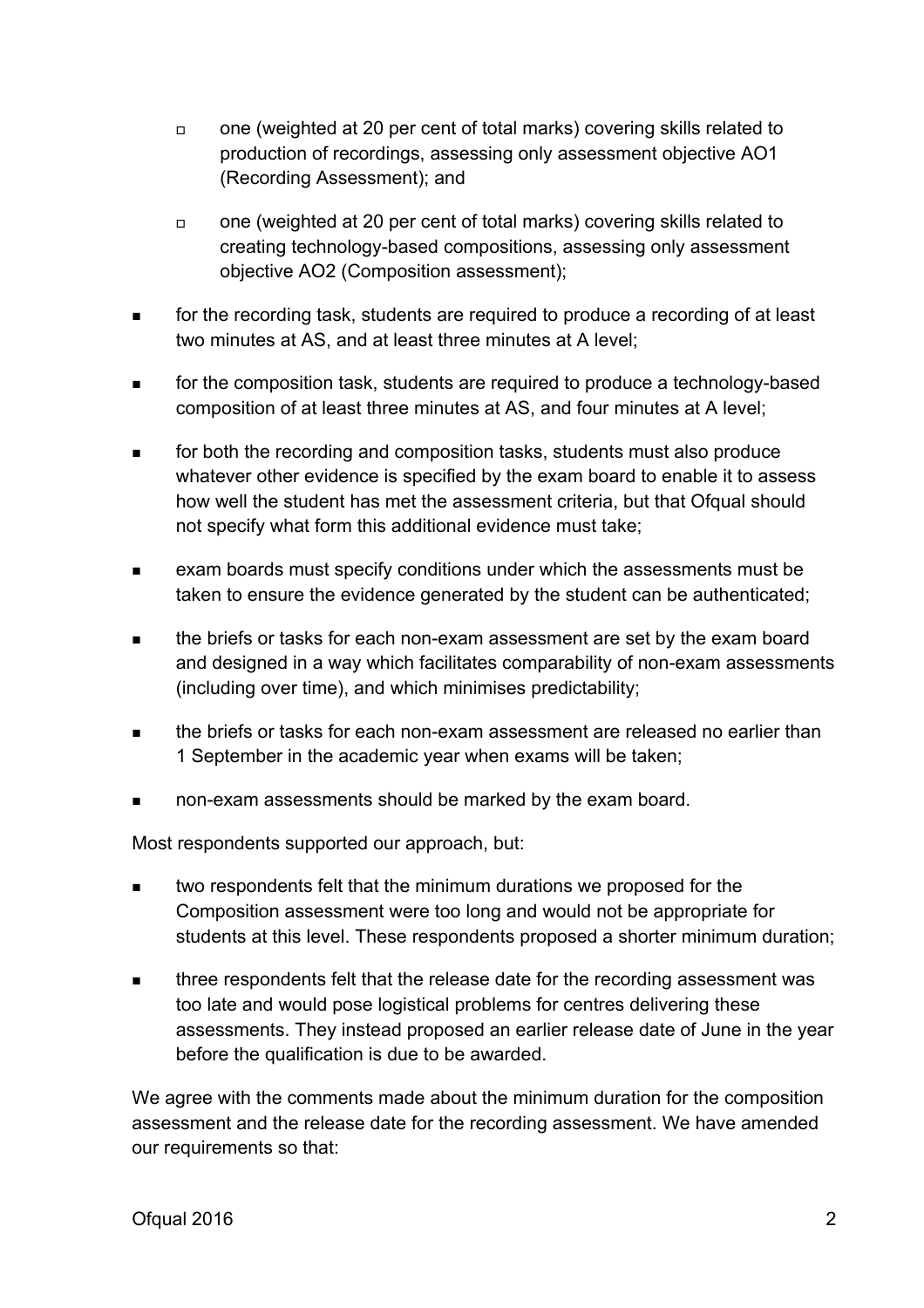- one (weighted at 20 per cent of total marks) covering skills related to production of recordings, assessing only assessment objective AO1 (Recording Assessment); and

  - one (weighted at 20 per cent of total marks) covering skills related to creating technology-based compositions, assessing only assessment objective AO2 (Composition assessment);

- for the recording task, students are required to produce a recording of at least two minutes at AS, and at least three minutes at A level;

- for the composition task, students are required to produce a technology-based composition of at least three minutes at AS, and four minutes at A level;

- for both the recording and composition tasks, students must also produce whatever other evidence is specified by the exam board to enable it to assess how well the student has met the assessment criteria, but that Ofqual should not specify what form this additional evidence must take;

- exam boards must specify conditions under which the assessments must be taken to ensure the evidence generated by the student can be authenticated;

- the briefs or tasks for each non-exam assessment are set by the exam board and designed in a way which facilitates comparability of non-exam assessments (including over time), and which minimises predictability;

- the briefs or tasks for each non-exam assessment are released no earlier than 1 September in the academic year when exams will be taken;

- non-exam assessments should be marked by the exam board.

Most respondents supported our approach, but:

- two respondents felt that the minimum durations we proposed for the Composition assessment were too long and would not be appropriate for students at this level. These respondents proposed a shorter minimum duration;

- three respondents felt that the release date for the recording assessment was too late and would pose logistical problems for centres delivering these assessments. They instead proposed an earlier release date of June in the year before the qualification is due to be awarded.

We agree with the comments made about the minimum duration for the composition assessment and the release date for the recording assessment. We have amended our requirements so that: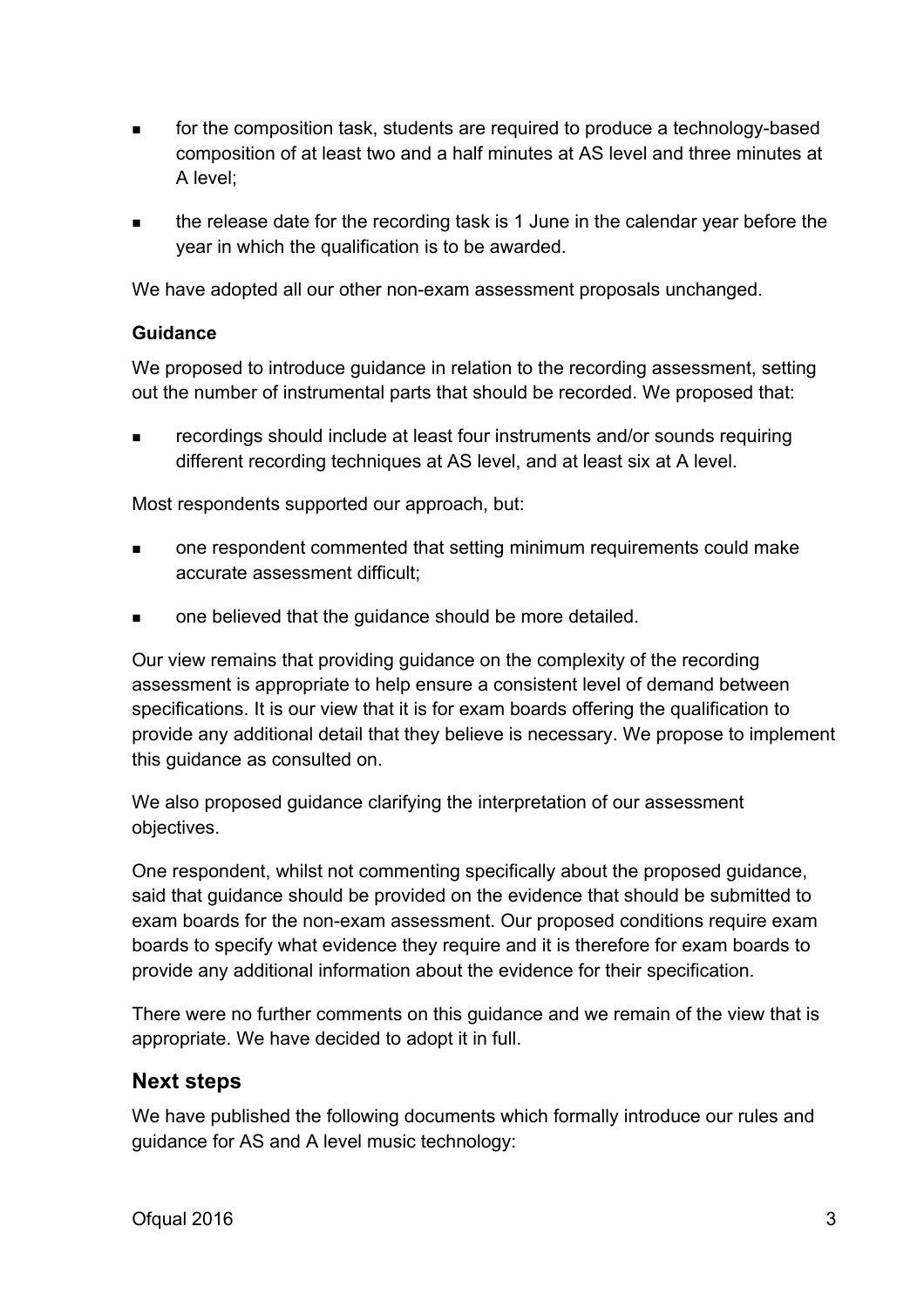- for the composition task, students are required to produce a technology-based composition of at least two and a half minutes at AS level and three minutes at A level;
- the release date for the recording task is 1 June in the calendar year before the year in which the qualification is to be awarded.

We have adopted all our other non-exam assessment proposals unchanged.

### Guidance

We proposed to introduce guidance in relation to the recording assessment, setting out the number of instrumental parts that should be recorded. We proposed that:

- recordings should include at least four instruments and/or sounds requiring different recording techniques at AS level, and at least six at A level.

Most respondents supported our approach, but:

- one respondent commented that setting minimum requirements could make accurate assessment difficult;
- one believed that the guidance should be more detailed.

Our view remains that providing guidance on the complexity of the recording assessment is appropriate to help ensure a consistent level of demand between specifications. It is our view that it is for exam boards offering the qualification to provide any additional detail that they believe is necessary. We propose to implement this guidance as consulted on.

We also proposed guidance clarifying the interpretation of our assessment objectives.

One respondent, whilst not commenting specifically about the proposed guidance, said that guidance should be provided on the evidence that should be submitted to exam boards for the non-exam assessment. Our proposed conditions require exam boards to specify what evidence they require and it is therefore for exam boards to provide any additional information about the evidence for their specification.

There were no further comments on this guidance and we remain of the view that is appropriate. We have decided to adopt it in full.

## Next steps

We have published the following documents which formally introduce our rules and guidance for AS and A level music technology: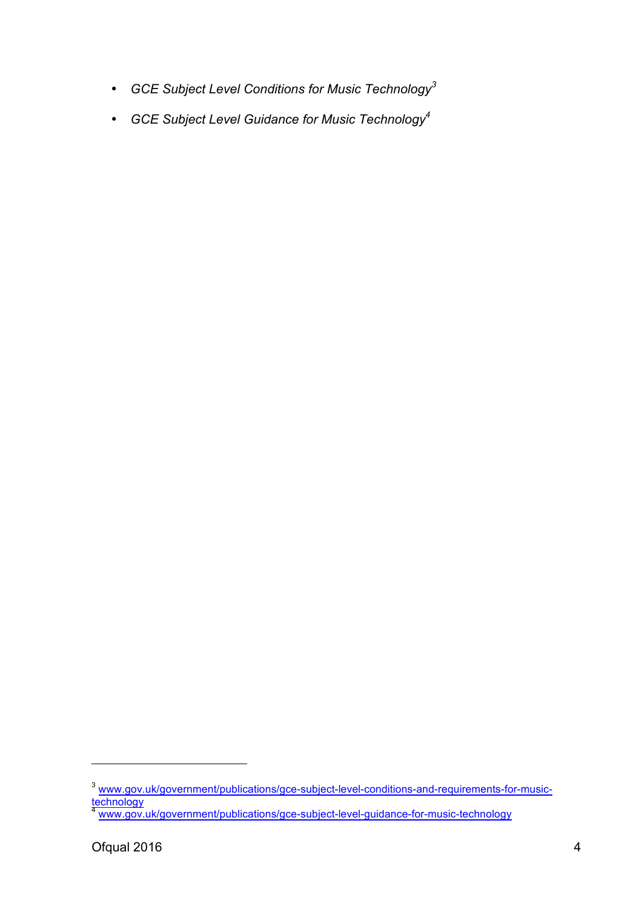- *GCE Subject Level Conditions for Music Technology*[3]
- *GCE Subject Level Guidance for Music Technology*[4]

---

[3] www.gov.uk/government/publications/gce-subject-level-conditions-and-requirements-for-music-technology

[4] www.gov.uk/government/publications/gce-subject-level-guidance-for-music-technology